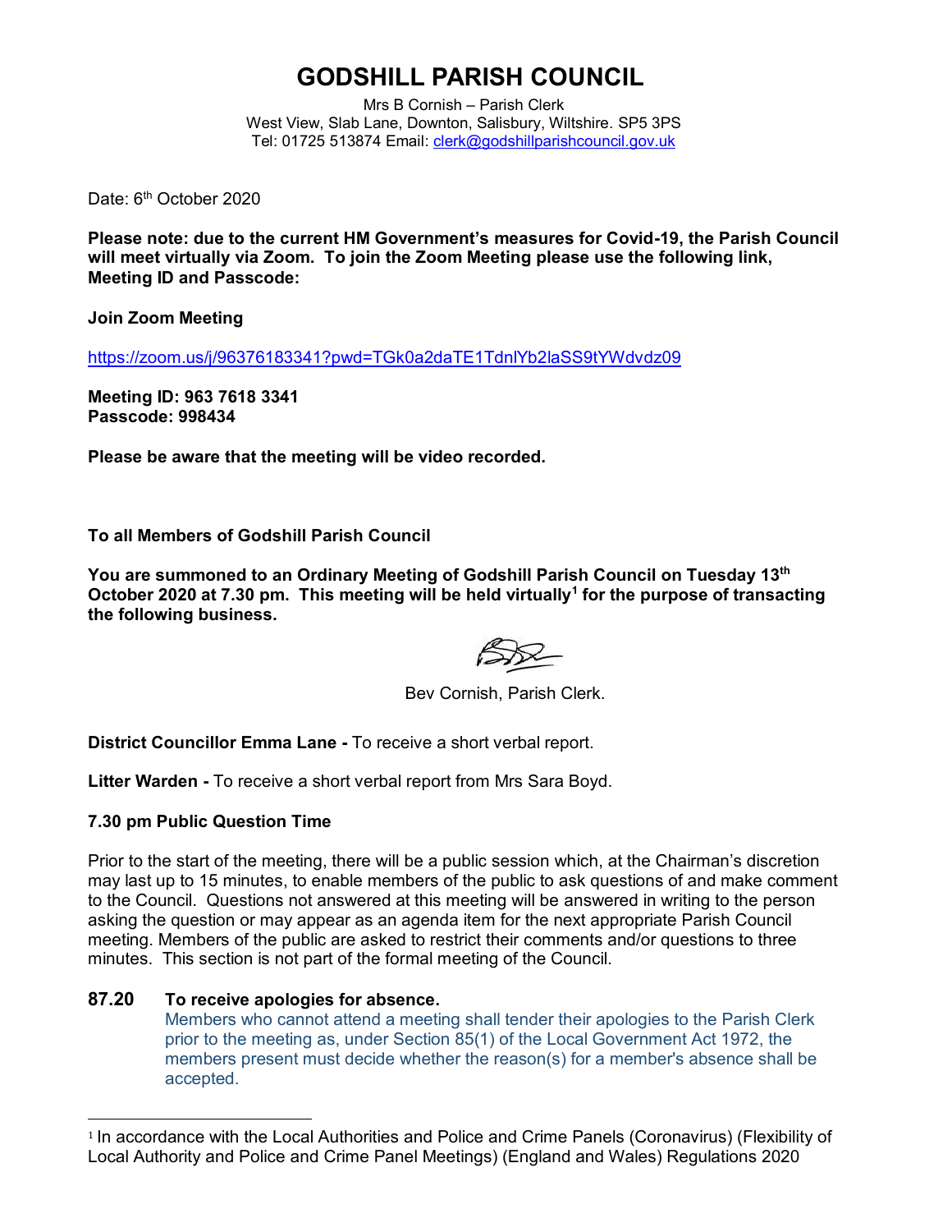# GODSHILL PARISH COUNCIL

Mrs B Cornish – Parish Clerk
West View, Slab Lane, Downton, Salisbury, Wiltshire. SP5 3PS
Tel: 01725 513874 Email: clerk@godshillparishcouncil.gov.uk

Date: 6th October 2020

**Please note: due to the current HM Government's measures for Covid-19, the Parish Council will meet virtually via Zoom. To join the Zoom Meeting please use the following link, Meeting ID and Passcode:**

**Join Zoom Meeting**

https://zoom.us/j/96376183341?pwd=TGk0a2daTE1TdnlYb2laSS9tYWdvdz09

**Meeting ID: 963 7618 3341**
**Passcode: 998434**

**Please be aware that the meeting will be video recorded.**

**To all Members of Godshill Parish Council**

**You are summoned to an Ordinary Meeting of Godshill Parish Council on Tuesday 13th October 2020 at 7.30 pm. This meeting will be held virtually[1] for the purpose of transacting the following business.**

Bev Cornish, Parish Clerk.

**District Councillor Emma Lane -** To receive a short verbal report.

**Litter Warden -** To receive a short verbal report from Mrs Sara Boyd.

**7.30 pm Public Question Time**

Prior to the start of the meeting, there will be a public session which, at the Chairman's discretion may last up to 15 minutes, to enable members of the public to ask questions of and make comment to the Council. Questions not answered at this meeting will be answered in writing to the person asking the question or may appear as an agenda item for the next appropriate Parish Council meeting. Members of the public are asked to restrict their comments and/or questions to three minutes. This section is not part of the formal meeting of the Council.

**87.20 To receive apologies for absence.**
Members who cannot attend a meeting shall tender their apologies to the Parish Clerk prior to the meeting as, under Section 85(1) of the Local Government Act 1972, the members present must decide whether the reason(s) for a member's absence shall be accepted.

[1] In accordance with the Local Authorities and Police and Crime Panels (Coronavirus) (Flexibility of Local Authority and Police and Crime Panel Meetings) (England and Wales) Regulations 2020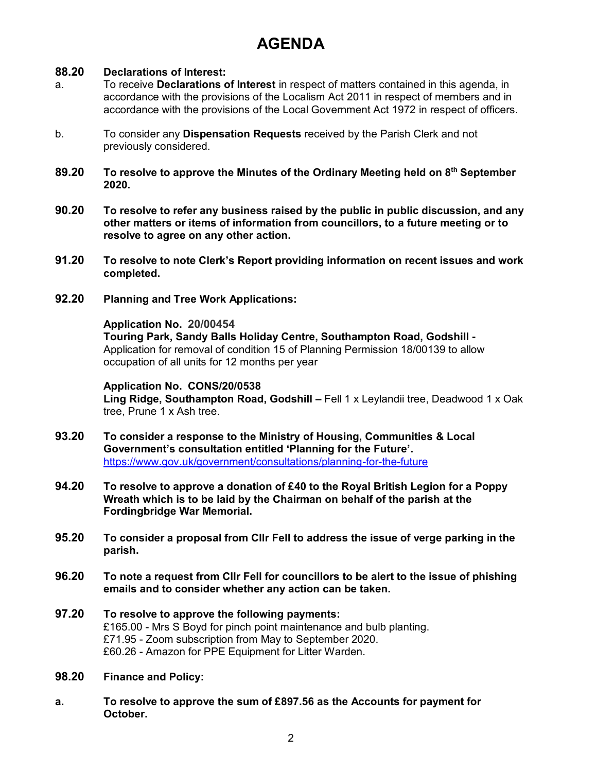# AGENDA

**88.20 Declarations of Interest:**

a. To receive **Declarations of Interest** in respect of matters contained in this agenda, in accordance with the provisions of the Localism Act 2011 in respect of members and in accordance with the provisions of the Local Government Act 1972 in respect of officers.

b. To consider any **Dispensation Requests** received by the Parish Clerk and not previously considered.

**89.20 To resolve to approve the Minutes of the Ordinary Meeting held on 8th September 2020.**

**90.20 To resolve to refer any business raised by the public in public discussion, and any other matters or items of information from councillors, to a future meeting or to resolve to agree on any other action.**

**91.20 To resolve to note Clerk's Report providing information on recent issues and work completed.**

**92.20 Planning and Tree Work Applications:**

**Application No. 20/00454**
**Touring Park, Sandy Balls Holiday Centre, Southampton Road, Godshill -** Application for removal of condition 15 of Planning Permission 18/00139 to allow occupation of all units for 12 months per year

**Application No. CONS/20/0538**
**Ling Ridge, Southampton Road, Godshill –** Fell 1 x Leylandii tree, Deadwood 1 x Oak tree, Prune 1 x Ash tree.

**93.20 To consider a response to the Ministry of Housing, Communities & Local Government's consultation entitled 'Planning for the Future'.**
https://www.gov.uk/government/consultations/planning-for-the-future

**94.20 To resolve to approve a donation of £40 to the Royal British Legion for a Poppy Wreath which is to be laid by the Chairman on behalf of the parish at the Fordingbridge War Memorial.**

**95.20 To consider a proposal from Cllr Fell to address the issue of verge parking in the parish.**

**96.20 To note a request from Cllr Fell for councillors to be alert to the issue of phishing emails and to consider whether any action can be taken.**

**97.20 To resolve to approve the following payments:**
£165.00 - Mrs S Boyd for pinch point maintenance and bulb planting.
£71.95 - Zoom subscription from May to September 2020.
£60.26 - Amazon for PPE Equipment for Litter Warden.

**98.20 Finance and Policy:**

**a. To resolve to approve the sum of £897.56 as the Accounts for payment for October.**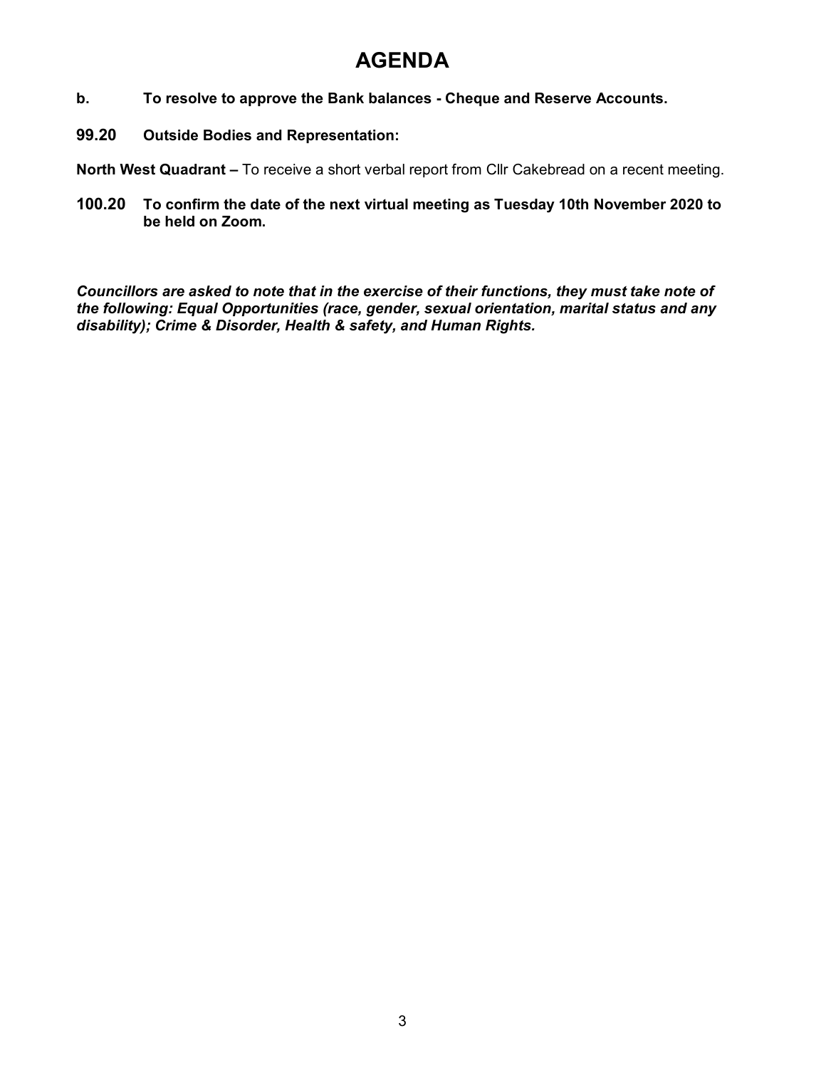# AGENDA

**b. To resolve to approve the Bank balances - Cheque and Reserve Accounts.**

**99.20 Outside Bodies and Representation:**

**North West Quadrant –** To receive a short verbal report from Cllr Cakebread on a recent meeting.

**100.20 To confirm the date of the next virtual meeting as Tuesday 10th November 2020 to be held on Zoom.**

***Councillors are asked to note that in the exercise of their functions, they must take note of the following: Equal Opportunities (race, gender, sexual orientation, marital status and any disability); Crime & Disorder, Health & safety, and Human Rights.***